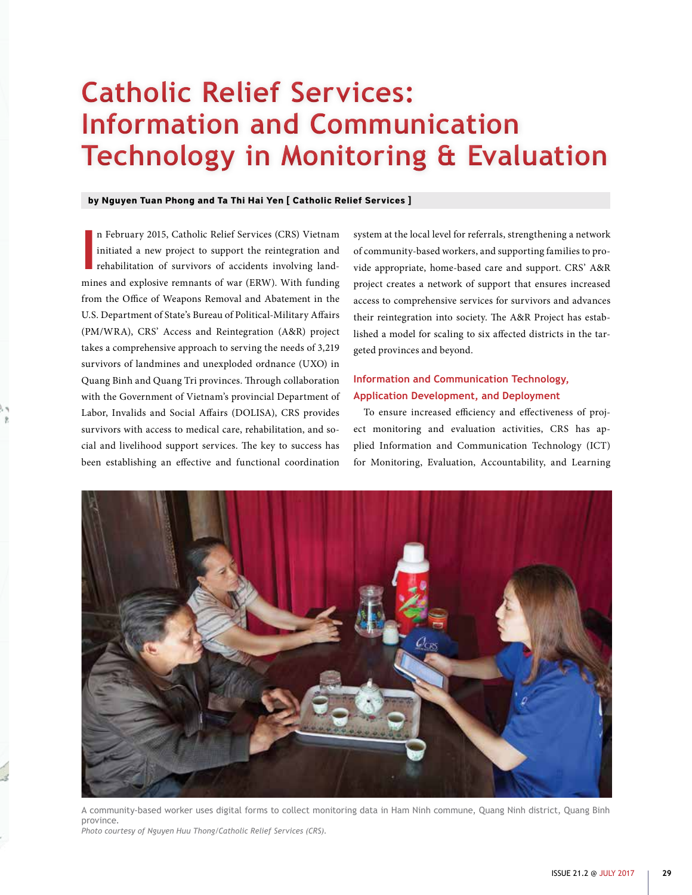# Catholic Relief Services: Information and Communication Technology in Monitoring & Evaluation

**by Nguyen Tuan Phong and Ta Thi Hai Yen [ Catholic Relief Services ]**

In February 2015, Catholic Relief Services (CRS) Vietnam initiated a new project to support the reintegration and rehabilitation of survivors of accidents involving landmines and explosive remnants of war (ERW). With funding from the Office of Weapons Removal and Abatement in the U.S. Department of State's Bureau of Political-Military Affairs (PM/WRA), CRS' Access and Reintegration (A&R) project takes a comprehensive approach to serving the needs of 3,219 survivors of landmines and unexploded ordnance (UXO) in Quang Binh and Quang Tri provinces. Through collaboration with the Government of Vietnam's provincial Department of Labor, Invalids and Social Affairs (DOLISA), CRS provides survivors with access to medical care, rehabilitation, and social and livelihood support services. The key to success has been establishing an effective and functional coordination system at the local level for referrals, strengthening a network of community-based workers, and supporting families to provide appropriate, home-based care and support. CRS' A&R project creates a network of support that ensures increased access to comprehensive services for survivors and advances their reintegration into society. The A&R Project has established a model for scaling to six affected districts in the targeted provinces and beyond.

## Information and Communication Technology, Application Development, and Deployment

To ensure increased efficiency and effectiveness of project monitoring and evaluation activities, CRS has applied Information and Communication Technology (ICT) for Monitoring, Evaluation, Accountability, and Learning

A community-based worker uses digital forms to collect monitoring data in Ham Ninh commune, Quang Ninh district, Quang Binh province.
*Photo courtesy of Nguyen Huu Thong/Catholic Relief Services (CRS).*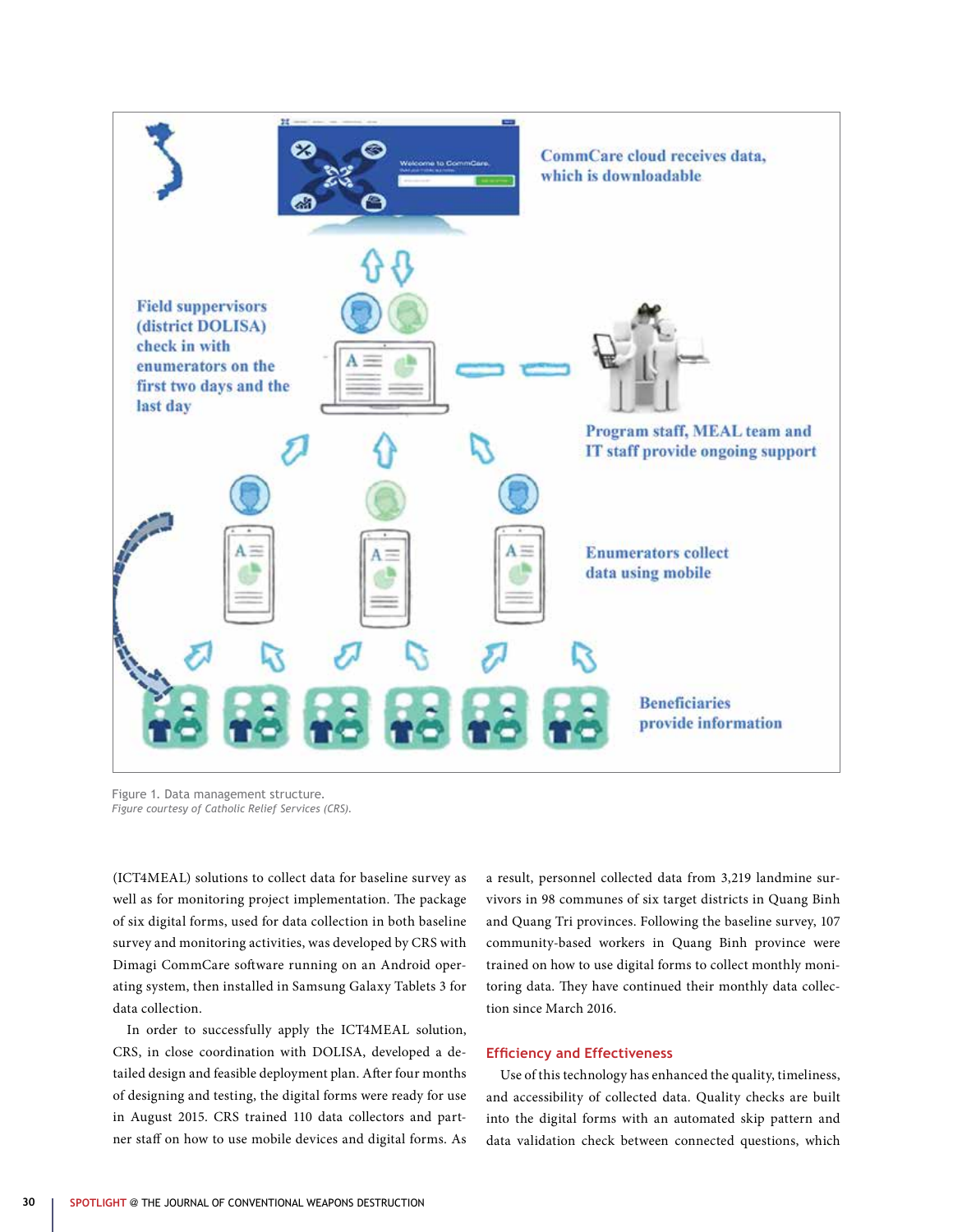Figure 1. Data management structure.
*Figure courtesy of Catholic Relief Services (CRS).*

(ICT4MEAL) solutions to collect data for baseline survey as well as for monitoring project implementation. The package of six digital forms, used for data collection in both baseline survey and monitoring activities, was developed by CRS with Dimagi CommCare software running on an Android operating system, then installed in Samsung Galaxy Tablets 3 for data collection.

In order to successfully apply the ICT4MEAL solution, CRS, in close coordination with DOLISA, developed a detailed design and feasible deployment plan. After four months of designing and testing, the digital forms were ready for use in August 2015. CRS trained 110 data collectors and partner staff on how to use mobile devices and digital forms. As a result, personnel collected data from 3,219 landmine survivors in 98 communes of six target districts in Quang Binh and Quang Tri provinces. Following the baseline survey, 107 community-based workers in Quang Binh province were trained on how to use digital forms to collect monthly monitoring data. They have continued their monthly data collection since March 2016.

## Efficiency and Effectiveness

Use of this technology has enhanced the quality, timeliness, and accessibility of collected data. Quality checks are built into the digital forms with an automated skip pattern and data validation check between connected questions, which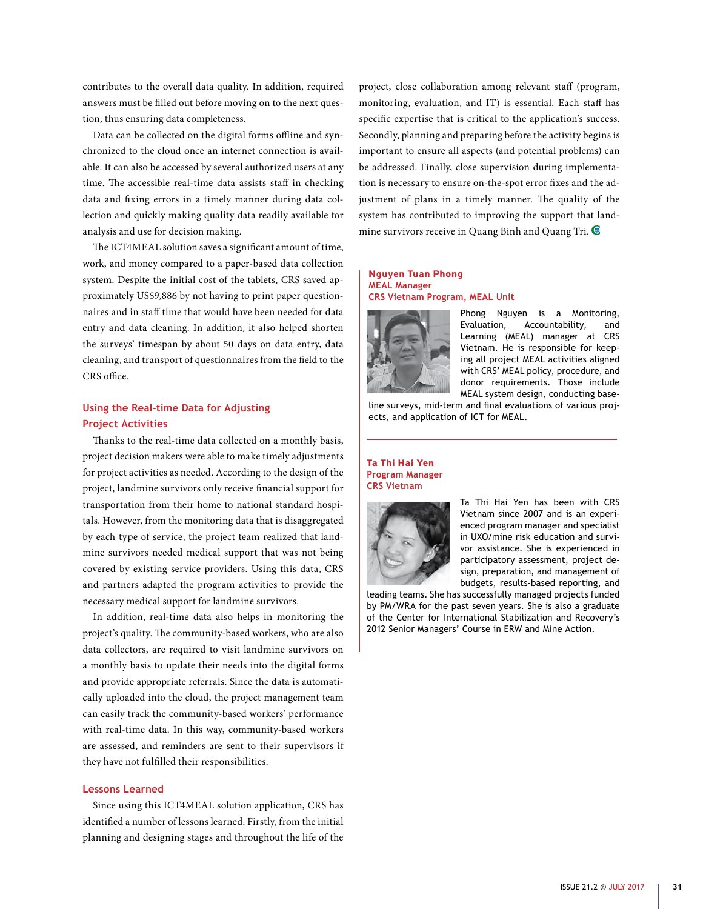contributes to the overall data quality. In addition, required answers must be filled out before moving on to the next question, thus ensuring data completeness.

Data can be collected on the digital forms offline and synchronized to the cloud once an internet connection is available. It can also be accessed by several authorized users at any time. The accessible real-time data assists staff in checking data and fixing errors in a timely manner during data collection and quickly making quality data readily available for analysis and use for decision making.

The ICT4MEAL solution saves a significant amount of time, work, and money compared to a paper-based data collection system. Despite the initial cost of the tablets, CRS saved approximately US$9,886 by not having to print paper questionnaires and in staff time that would have been needed for data entry and data cleaning. In addition, it also helped shorten the surveys' timespan by about 50 days on data entry, data cleaning, and transport of questionnaires from the field to the CRS office.

## Using the Real-time Data for Adjusting Project Activities

Thanks to the real-time data collected on a monthly basis, project decision makers were able to make timely adjustments for project activities as needed. According to the design of the project, landmine survivors only receive financial support for transportation from their home to national standard hospitals. However, from the monitoring data that is disaggregated by each type of service, the project team realized that landmine survivors needed medical support that was not being covered by existing service providers. Using this data, CRS and partners adapted the program activities to provide the necessary medical support for landmine survivors.

In addition, real-time data also helps in monitoring the project's quality. The community-based workers, who are also data collectors, are required to visit landmine survivors on a monthly basis to update their needs into the digital forms and provide appropriate referrals. Since the data is automatically uploaded into the cloud, the project management team can easily track the community-based workers' performance with real-time data. In this way, community-based workers are assessed, and reminders are sent to their supervisors if they have not fulfilled their responsibilities.

## Lessons Learned

Since using this ICT4MEAL solution application, CRS has identified a number of lessons learned. Firstly, from the initial planning and designing stages and throughout the life of the project, close collaboration among relevant staff (program, monitoring, evaluation, and IT) is essential. Each staff has specific expertise that is critical to the application's success. Secondly, planning and preparing before the activity begins is important to ensure all aspects (and potential problems) can be addressed. Finally, close supervision during implementation is necessary to ensure on-the-spot error fixes and the adjustment of plans in a timely manner. The quality of the system has contributed to improving the support that landmine survivors receive in Quang Binh and Quang Tri.

**Nguyen Tuan Phong**
**MEAL Manager**
**CRS Vietnam Program, MEAL Unit**

Phong Nguyen is a Monitoring, Evaluation, Accountability, and Learning (MEAL) manager at CRS Vietnam. He is responsible for keeping all project MEAL activities aligned with CRS' MEAL policy, procedure, and donor requirements. Those include MEAL system design, conducting baseline surveys, mid-term and final evaluations of various projects, and application of ICT for MEAL.

**Ta Thi Hai Yen**
**Program Manager**
**CRS Vietnam**

Ta Thi Hai Yen has been with CRS Vietnam since 2007 and is an experienced program manager and specialist in UXO/mine risk education and survivor assistance. She is experienced in participatory assessment, project design, preparation, and management of budgets, results-based reporting, and leading teams. She has successfully managed projects funded by PM/WRA for the past seven years. She is also a graduate of the Center for International Stabilization and Recovery's 2012 Senior Managers' Course in ERW and Mine Action.